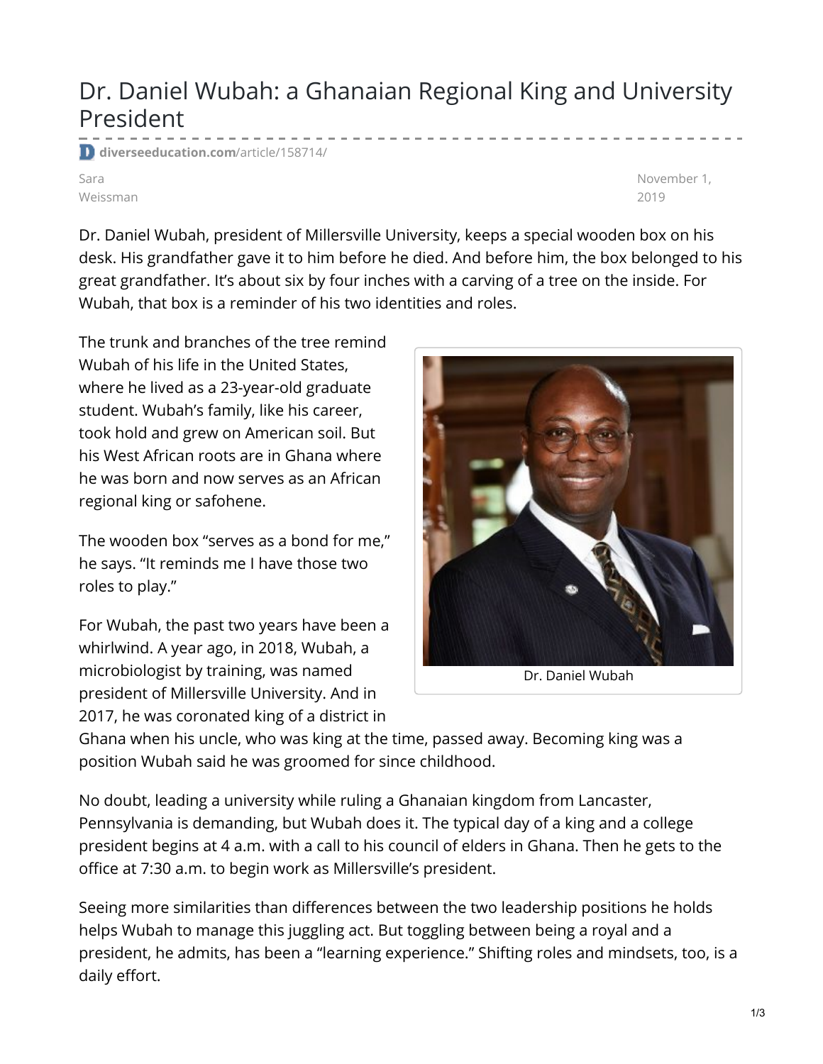# Dr. Daniel Wubah: a Ghanaian Regional King and University President

diverseeducation.com/article/158714/

Sara Weissman

November 1, 2019

Dr. Daniel Wubah, president of Millersville University, keeps a special wooden box on his desk. His grandfather gave it to him before he died. And before him, the box belonged to his great grandfather. It's about six by four inches with a carving of a tree on the inside. For Wubah, that box is a reminder of his two identities and roles.

The trunk and branches of the tree remind Wubah of his life in the United States, where he lived as a 23-year-old graduate student. Wubah's family, like his career, took hold and grew on American soil. But his West African roots are in Ghana where he was born and now serves as an African regional king or safohene.

Dr. Daniel Wubah

The wooden box "serves as a bond for me," he says. "It reminds me I have those two roles to play."

For Wubah, the past two years have been a whirlwind. A year ago, in 2018, Wubah, a microbiologist by training, was named president of Millersville University. And in 2017, he was coronated king of a district in Ghana when his uncle, who was king at the time, passed away. Becoming king was a position Wubah said he was groomed for since childhood.

No doubt, leading a university while ruling a Ghanaian kingdom from Lancaster, Pennsylvania is demanding, but Wubah does it. The typical day of a king and a college president begins at 4 a.m. with a call to his council of elders in Ghana. Then he gets to the office at 7:30 a.m. to begin work as Millersville's president.

Seeing more similarities than differences between the two leadership positions he holds helps Wubah to manage this juggling act. But toggling between being a royal and a president, he admits, has been a "learning experience." Shifting roles and mindsets, too, is a daily effort.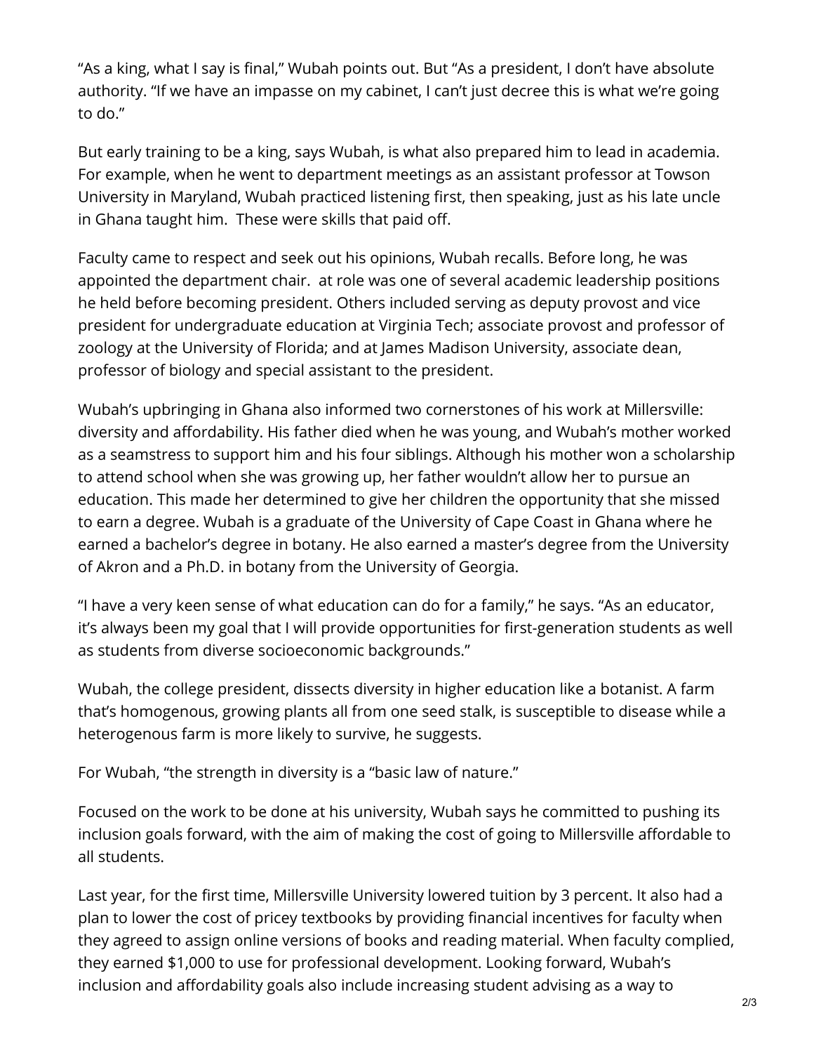"As a king, what I say is final," Wubah points out. But "As a president, I don't have absolute authority. "If we have an impasse on my cabinet, I can't just decree this is what we're going to do."

But early training to be a king, says Wubah, is what also prepared him to lead in academia. For example, when he went to department meetings as an assistant professor at Towson University in Maryland, Wubah practiced listening first, then speaking, just as his late uncle in Ghana taught him. These were skills that paid off.

Faculty came to respect and seek out his opinions, Wubah recalls. Before long, he was appointed the department chair. at role was one of several academic leadership positions he held before becoming president. Others included serving as deputy provost and vice president for undergraduate education at Virginia Tech; associate provost and professor of zoology at the University of Florida; and at James Madison University, associate dean, professor of biology and special assistant to the president.

Wubah's upbringing in Ghana also informed two cornerstones of his work at Millersville: diversity and affordability. His father died when he was young, and Wubah's mother worked as a seamstress to support him and his four siblings. Although his mother won a scholarship to attend school when she was growing up, her father wouldn't allow her to pursue an education. This made her determined to give her children the opportunity that she missed to earn a degree. Wubah is a graduate of the University of Cape Coast in Ghana where he earned a bachelor's degree in botany. He also earned a master's degree from the University of Akron and a Ph.D. in botany from the University of Georgia.

"I have a very keen sense of what education can do for a family," he says. "As an educator, it's always been my goal that I will provide opportunities for first-generation students as well as students from diverse socioeconomic backgrounds."

Wubah, the college president, dissects diversity in higher education like a botanist. A farm that's homogenous, growing plants all from one seed stalk, is susceptible to disease while a heterogenous farm is more likely to survive, he suggests.

For Wubah, "the strength in diversity is a "basic law of nature."

Focused on the work to be done at his university, Wubah says he committed to pushing its inclusion goals forward, with the aim of making the cost of going to Millersville affordable to all students.

Last year, for the first time, Millersville University lowered tuition by 3 percent. It also had a plan to lower the cost of pricey textbooks by providing financial incentives for faculty when they agreed to assign online versions of books and reading material. When faculty complied, they earned $1,000 to use for professional development. Looking forward, Wubah's inclusion and affordability goals also include increasing student advising as a way to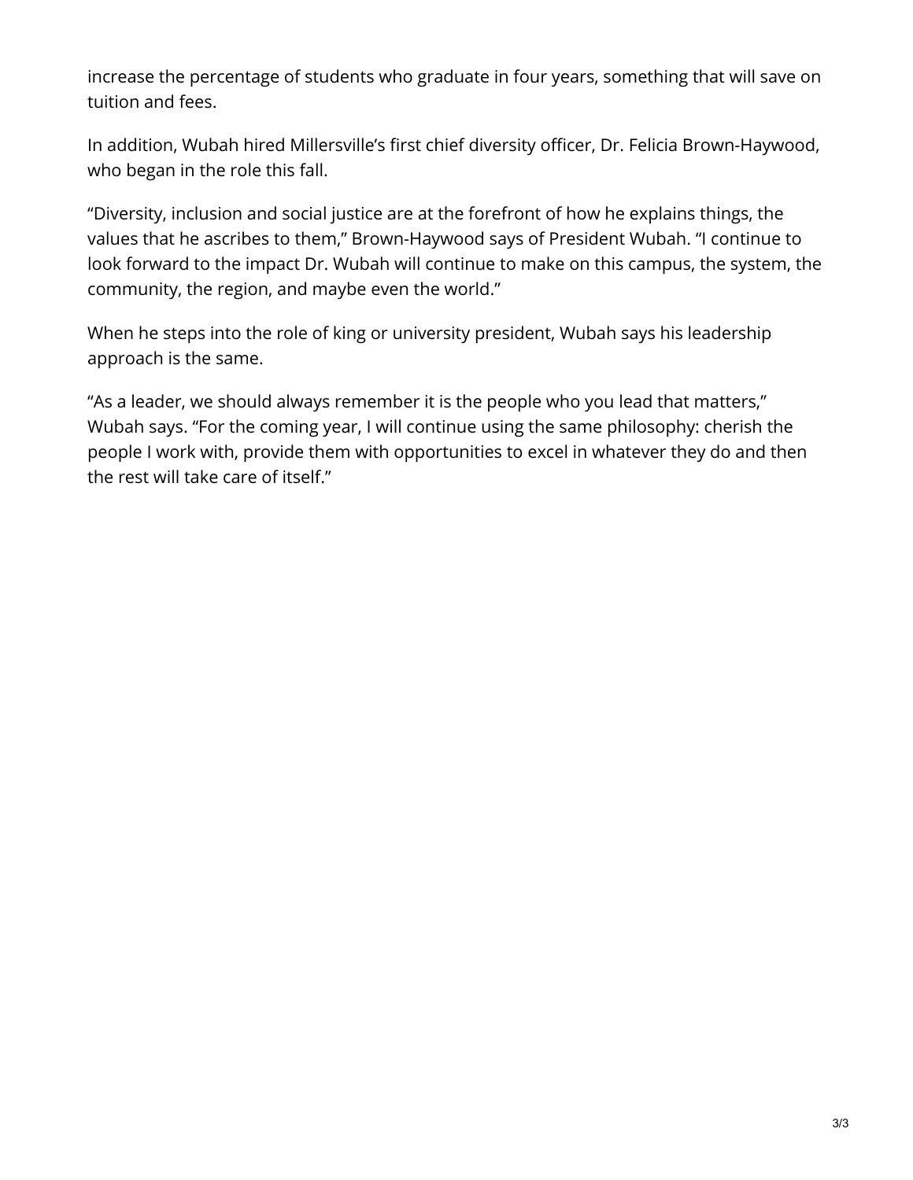increase the percentage of students who graduate in four years, something that will save on tuition and fees.

In addition, Wubah hired Millersville's first chief diversity officer, Dr. Felicia Brown-Haywood, who began in the role this fall.

"Diversity, inclusion and social justice are at the forefront of how he explains things, the values that he ascribes to them," Brown-Haywood says of President Wubah. "I continue to look forward to the impact Dr. Wubah will continue to make on this campus, the system, the community, the region, and maybe even the world."

When he steps into the role of king or university president, Wubah says his leadership approach is the same.

"As a leader, we should always remember it is the people who you lead that matters," Wubah says. "For the coming year, I will continue using the same philosophy: cherish the people I work with, provide them with opportunities to excel in whatever they do and then the rest will take care of itself."